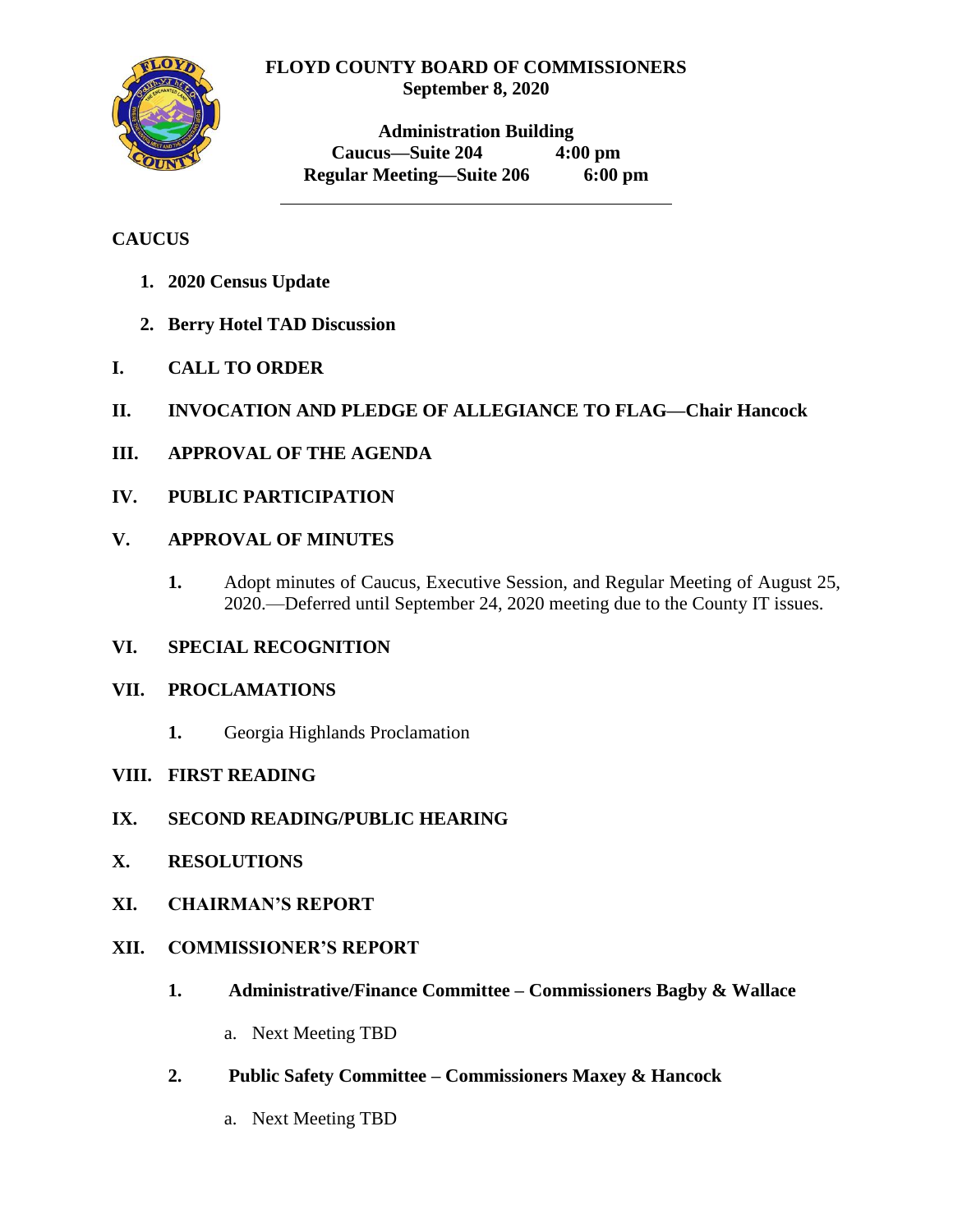# FLOYD COUNTY BOARD OF COMMISSIONERS
**September 8, 2020**

**Administration Building**
**Caucus—Suite 204 4:00 pm**
**Regular Meeting—Suite 206 6:00 pm**

---

## CAUCUS

1. **2020 Census Update**
2. **Berry Hotel TAD Discussion**

## I. CALL TO ORDER

## II. INVOCATION AND PLEDGE OF ALLEGIANCE TO FLAG—Chair Hancock

## III. APPROVAL OF THE AGENDA

## IV. PUBLIC PARTICIPATION

## V. APPROVAL OF MINUTES

1. Adopt minutes of Caucus, Executive Session, and Regular Meeting of August 25, 2020.—Deferred until September 24, 2020 meeting due to the County IT issues.

## VI. SPECIAL RECOGNITION

## VII. PROCLAMATIONS

1. Georgia Highlands Proclamation

## VIII. FIRST READING

## IX. SECOND READING/PUBLIC HEARING

## X. RESOLUTIONS

## XI. CHAIRMAN'S REPORT

## XII. COMMISSIONER'S REPORT

1. **Administrative/Finance Committee – Commissioners Bagby & Wallace**
   a. Next Meeting TBD
2. **Public Safety Committee – Commissioners Maxey & Hancock**
   a. Next Meeting TBD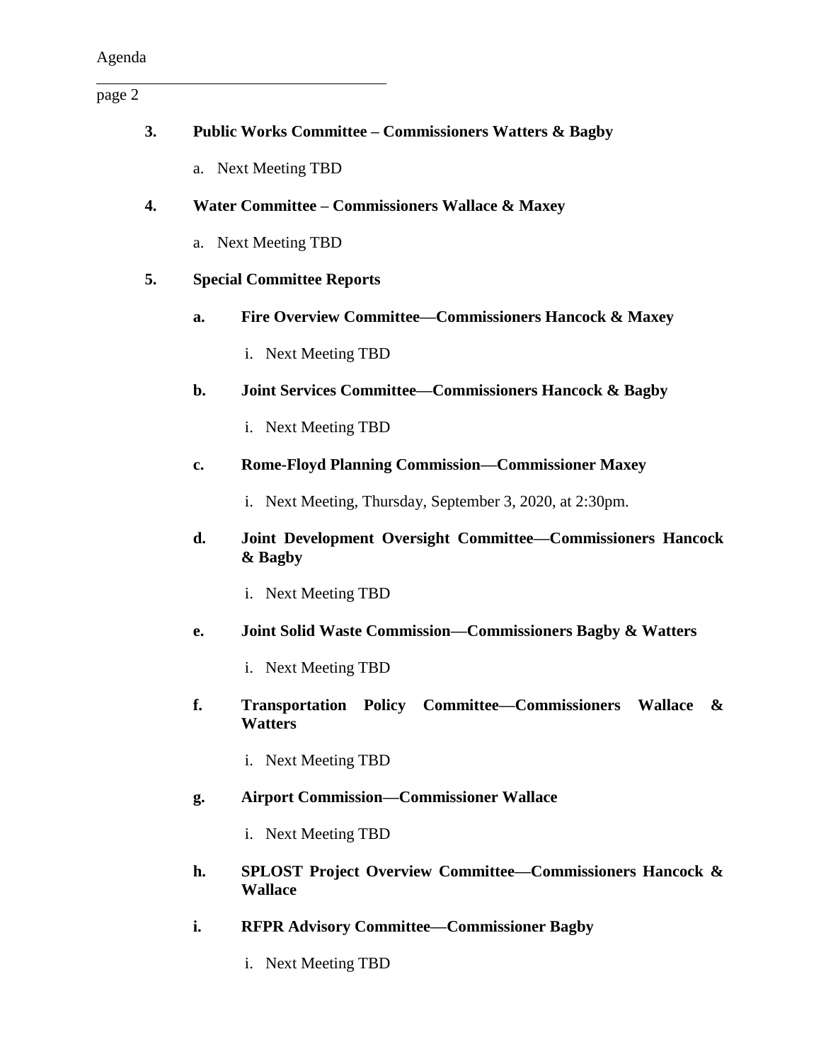**3. Public Works Committee – Commissioners Watters & Bagby**

a. Next Meeting TBD

**4. Water Committee – Commissioners Wallace & Maxey**

a. Next Meeting TBD

**5. Special Committee Reports**

**a. Fire Overview Committee—Commissioners Hancock & Maxey**

i. Next Meeting TBD

**b. Joint Services Committee—Commissioners Hancock & Bagby**

i. Next Meeting TBD

**c. Rome-Floyd Planning Commission—Commissioner Maxey**

i. Next Meeting, Thursday, September 3, 2020, at 2:30pm.

**d. Joint Development Oversight Committee—Commissioners Hancock & Bagby**

i. Next Meeting TBD

**e. Joint Solid Waste Commission—Commissioners Bagby & Watters**

i. Next Meeting TBD

**f. Transportation Policy Committee—Commissioners Wallace & Watters**

i. Next Meeting TBD

**g. Airport Commission—Commissioner Wallace**

i. Next Meeting TBD

**h. SPLOST Project Overview Committee—Commissioners Hancock & Wallace**

**i. RFPR Advisory Committee—Commissioner Bagby**

i. Next Meeting TBD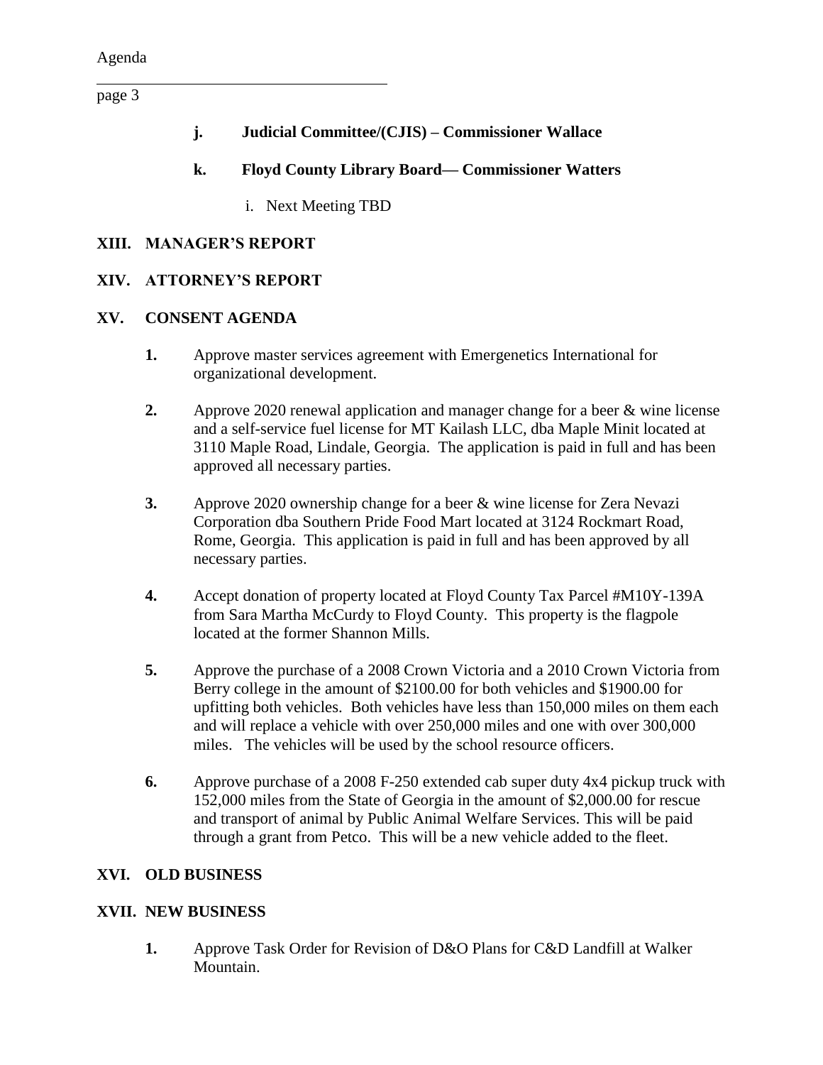**j. Judicial Committee/(CJIS) – Commissioner Wallace**

**k. Floyd County Library Board— Commissioner Watters**

i. Next Meeting TBD

## XIII. MANAGER'S REPORT

## XIV. ATTORNEY'S REPORT

## XV. CONSENT AGENDA

**1.** Approve master services agreement with Emergenetics International for organizational development.

**2.** Approve 2020 renewal application and manager change for a beer & wine license and a self-service fuel license for MT Kailash LLC, dba Maple Minit located at 3110 Maple Road, Lindale, Georgia. The application is paid in full and has been approved all necessary parties.

**3.** Approve 2020 ownership change for a beer & wine license for Zera Nevazi Corporation dba Southern Pride Food Mart located at 3124 Rockmart Road, Rome, Georgia. This application is paid in full and has been approved by all necessary parties.

**4.** Accept donation of property located at Floyd County Tax Parcel #M10Y-139A from Sara Martha McCurdy to Floyd County. This property is the flagpole located at the former Shannon Mills.

**5.** Approve the purchase of a 2008 Crown Victoria and a 2010 Crown Victoria from Berry college in the amount of $2100.00 for both vehicles and $1900.00 for upfitting both vehicles. Both vehicles have less than 150,000 miles on them each and will replace a vehicle with over 250,000 miles and one with over 300,000 miles. The vehicles will be used by the school resource officers.

**6.** Approve purchase of a 2008 F-250 extended cab super duty 4x4 pickup truck with 152,000 miles from the State of Georgia in the amount of $2,000.00 for rescue and transport of animal by Public Animal Welfare Services. This will be paid through a grant from Petco. This will be a new vehicle added to the fleet.

## XVI. OLD BUSINESS

## XVII. NEW BUSINESS

**1.** Approve Task Order for Revision of D&O Plans for C&D Landfill at Walker Mountain.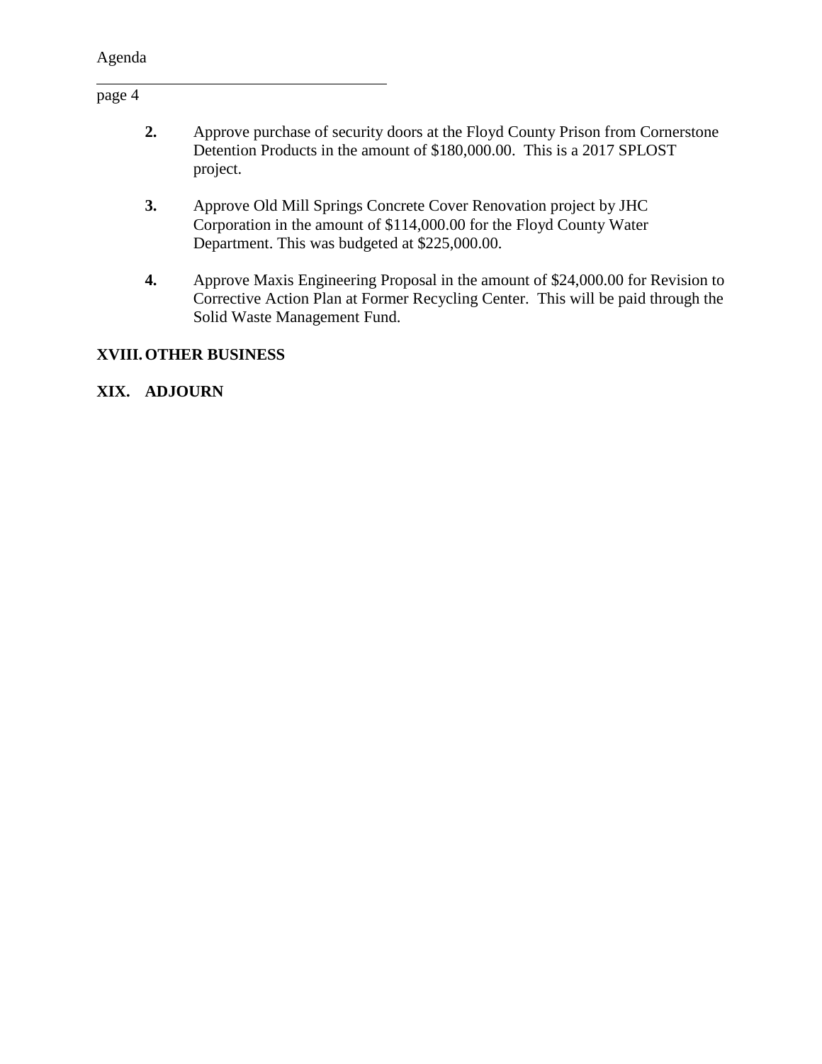2. Approve purchase of security doors at the Floyd County Prison from Cornerstone Detention Products in the amount of $180,000.00. This is a 2017 SPLOST project.

3. Approve Old Mill Springs Concrete Cover Renovation project by JHC Corporation in the amount of $114,000.00 for the Floyd County Water Department. This was budgeted at $225,000.00.

4. Approve Maxis Engineering Proposal in the amount of $24,000.00 for Revision to Corrective Action Plan at Former Recycling Center. This will be paid through the Solid Waste Management Fund.

## XVIII. OTHER BUSINESS

## XIX. ADJOURN